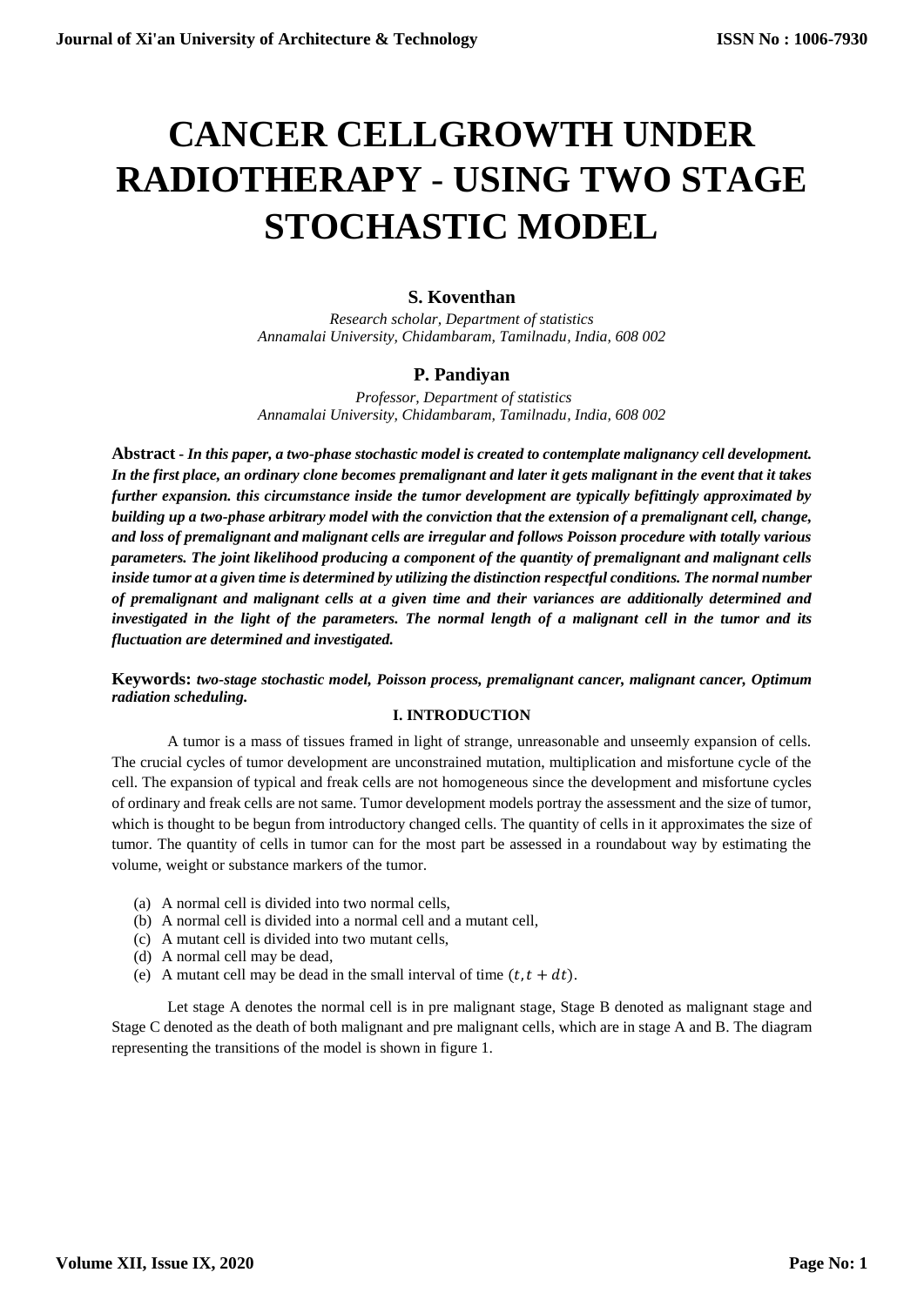# CANCER CELLGROWTH UNDER RADIOTHERAPY - USING TWO STAGE STOCHASTIC MODEL

**S. Koventhan**

*Research scholar, Department of statistics*
*Annamalai University, Chidambaram, Tamilnadu, India, 608 002*

**P. Pandiyan**

*Professor, Department of statistics*
*Annamalai University, Chidambaram, Tamilnadu, India, 608 002*

**Abstract** - ***In this paper, a two-phase stochastic model is created to contemplate malignancy cell development. In the first place, an ordinary clone becomes premalignant and later it gets malignant in the event that it takes further expansion. this circumstance inside the tumor development are typically befittingly approximated by building up a two-phase arbitrary model with the conviction that the extension of a premalignant cell, change, and loss of premalignant and malignant cells are irregular and follows Poisson procedure with totally various parameters. The joint likelihood producing a component of the quantity of premalignant and malignant cells inside tumor at a given time is determined by utilizing the distinction respectful conditions. The normal number of premalignant and malignant cells at a given time and their variances are additionally determined and investigated in the light of the parameters. The normal length of a malignant cell in the tumor and its fluctuation are determined and investigated.***

**Keywords:** ***two-stage stochastic model, Poisson process, premalignant cancer, malignant cancer, Optimum radiation scheduling.***

## I. INTRODUCTION

A tumor is a mass of tissues framed in light of strange, unreasonable and unseemly expansion of cells. The crucial cycles of tumor development are unconstrained mutation, multiplication and misfortune cycle of the cell. The expansion of typical and freak cells are not homogeneous since the development and misfortune cycles of ordinary and freak cells are not same. Tumor development models portray the assessment and the size of tumor, which is thought to be begun from introductory changed cells. The quantity of cells in it approximates the size of tumor. The quantity of cells in tumor can for the most part be assessed in a roundabout way by estimating the volume, weight or substance markers of the tumor.

(a) A normal cell is divided into two normal cells,
(b) A normal cell is divided into a normal cell and a mutant cell,
(c) A mutant cell is divided into two mutant cells,
(d) A normal cell may be dead,
(e) A mutant cell may be dead in the small interval of time $(t, t + dt)$.

Let stage A denotes the normal cell is in pre malignant stage, Stage B denoted as malignant stage and Stage C denoted as the death of both malignant and pre malignant cells, which are in stage A and B. The diagram representing the transitions of the model is shown in figure 1.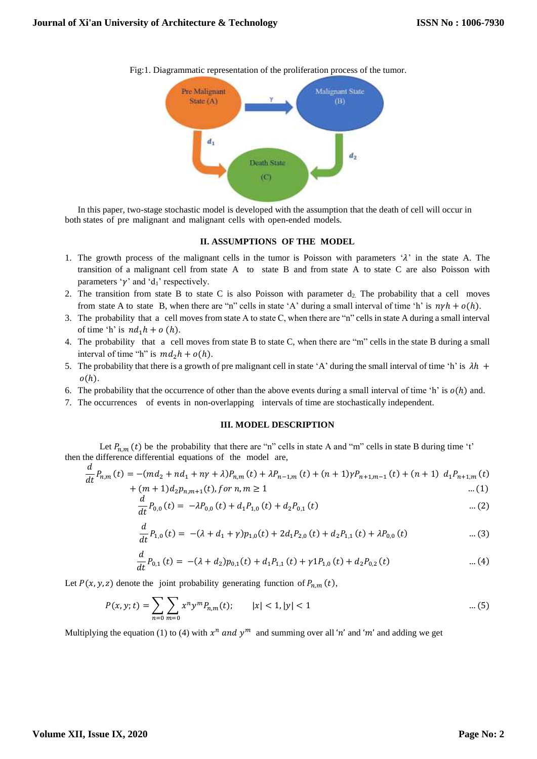Fig:1. Diagrammatic representation of the proliferation process of the tumor.

In this paper, two-stage stochastic model is developed with the assumption that the death of cell will occur in both states of pre malignant and malignant cells with open-ended models.

## II. ASSUMPTIONS OF THE MODEL

1. The growth process of the malignant cells in the tumor is Poisson with parameters '$\lambda$' in the state A. The transition of a malignant cell from state A to state B and from state A to state C are also Poisson with parameters '$\gamma$' and '$d_1$' respectively.
2. The transition from state B to state C is also Poisson with parameter $d_2$. The probability that a cell moves from state A to state B, when there are "n" cells in state 'A' during a small interval of time 'h' is $n\gamma h + o(h)$.
3. The probability that a cell moves from state A to state C, when there are "n" cells in state A during a small interval of time 'h' is $nd_1 h + o\,(h)$.
4. The probability that a cell moves from state B to state C, when there are "m" cells in the state B during a small interval of time "h" is $md_2 h + o(h)$.
5. The probability that there is a growth of pre malignant cell in state 'A' during the small interval of time 'h' is $\lambda h + o(h)$.
6. The probability that the occurrence of other than the above events during a small interval of time 'h' is $o(h)$ and.
7. The occurrences of events in non-overlapping intervals of time are stochastically independent.

## III. MODEL DESCRIPTION

Let $P_{n,m}\,(t)$ be the probability that there are "n" cells in state A and "m" cells in state B during time 't' then the difference differential equations of the model are,

$$\frac{d}{dt}P_{n,m}\,(t) = -(md_2 + nd_1 + n\gamma + \lambda)P_{n,m}\,(t) + \lambda P_{n-1,m}\,(t) + (n+1)\gamma P_{n+1,m-1}\,(t) + (n+1)\ d_1 P_{n+1,m}\,(t) + (m+1)d_2 p_{n,m+1}(t), for\ n, m \geq 1 \quad \ldots (1)$$

$$\frac{d}{dt}P_{0,0}\,(t) = -\lambda P_{0,0}\,(t) + d_1 P_{1,0}\,(t) + d_2 P_{0,1}\,(t) \quad \ldots (2)$$

$$\frac{d}{dt}P_{1,0}\,(t) = -(\lambda + d_1 + \gamma)p_{1,0}(t) + 2d_1 P_{2,0}\,(t) + d_2 P_{1,1}\,(t) + \lambda P_{0,0}\,(t) \quad \ldots (3)$$

$$\frac{d}{dt}P_{0,1}\,(t) = -(\lambda + d_2)p_{0,1}(t) + d_1 P_{1,1}\,(t) + \gamma 1 P_{1,0}\,(t) + d_2 P_{0,2}\,(t) \quad \ldots (4)$$

Let $P(x, y, z)$ denote the joint probability generating function of $P_{n,m}\,(t)$,

$$P(x, y; t) = \sum_{n=0}\sum_{m=0} x^n y^m P_{n,m}(t); \qquad |x| < 1, |y| < 1 \quad \ldots (5)$$

Multiplying the equation (1) to (4) with $x^n$ *and* $y^m$ and summing over all '$n$' and '$m$' and adding we get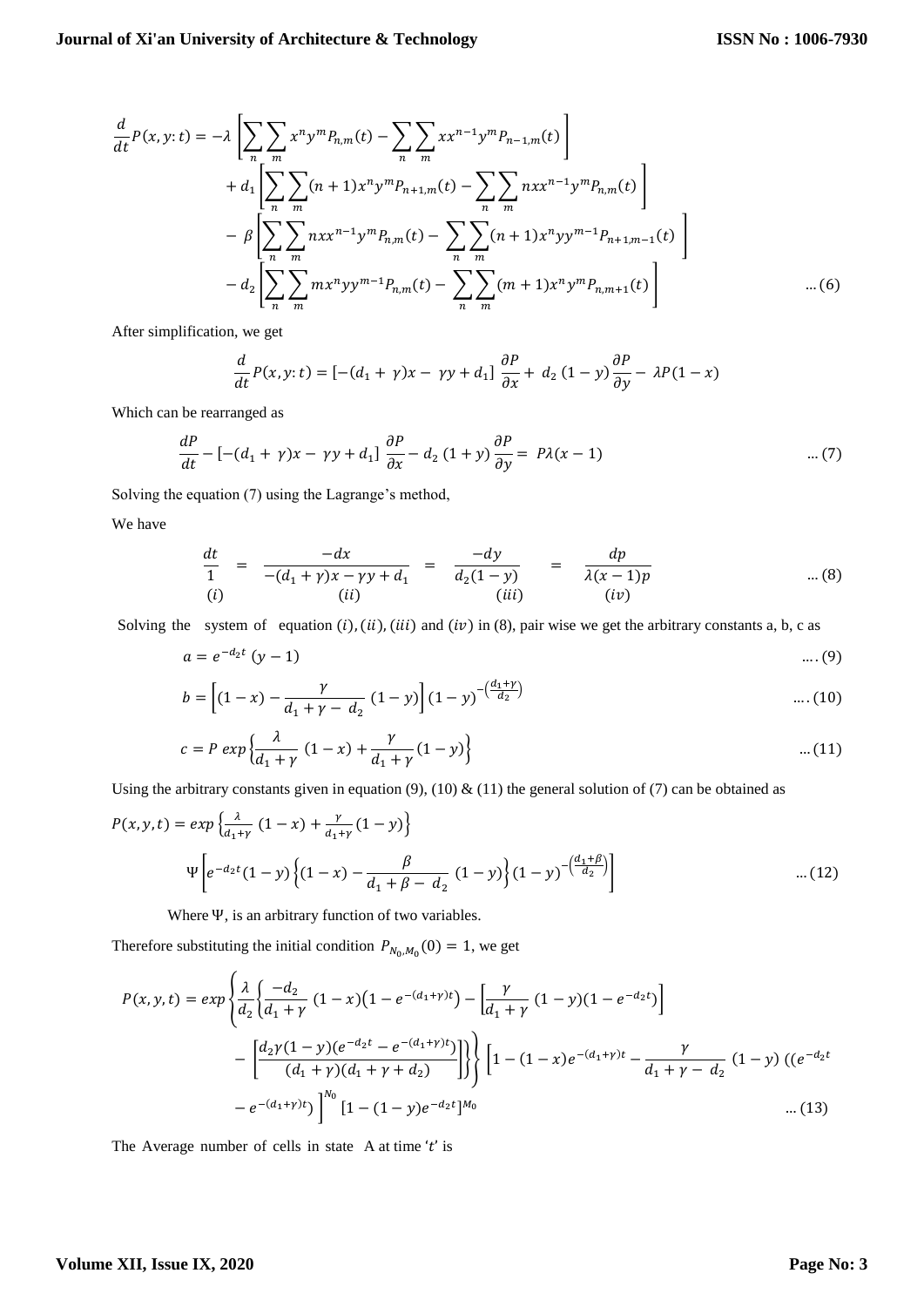$$\frac{d}{dt}P(x,y:t) = -\lambda\left[\sum_n\sum_m x^n y^m P_{n,m}(t) - \sum_n\sum_m x x^{n-1} y^m P_{n-1,m}(t)\right]$$
$$+ d_1\left[\sum_n\sum_m (n+1)x^n y^m P_{n+1,m}(t) - \sum_n\sum_m n x x^{n-1} y^m P_{n,m}(t)\right]$$
$$- \beta\left[\sum_n\sum_m n x x^{n-1} y^m P_{n,m}(t) - \sum_n\sum_m (n+1)x^n y y^{m-1} P_{n+1,m-1}(t)\right]$$
$$- d_2\left[\sum_n\sum_m m x^n y y^{m-1} P_{n,m}(t) - \sum_n\sum_m (m+1)x^n y^m P_{n,m+1}(t)\right] \qquad \dots(6)$$

After simplification, we get

$$\frac{d}{dt}P(x,y:t) = [-(d_1+\gamma)x - \gamma y + d_1]\,\frac{\partial P}{\partial x} + d_2\,(1-y)\frac{\partial P}{\partial y} - \lambda P(1-x)$$

Which can be rearranged as

$$\frac{dP}{dt} - [-(d_1+\gamma)x - \gamma y + d_1]\,\frac{\partial P}{\partial x} - d_2\,(1+y)\frac{\partial P}{\partial y} = P\lambda(x-1) \qquad \dots(7)$$

Solving the equation (7) using the Lagrange's method,

We have

$$\underset{(i)}{\frac{dt}{1}} = \underset{(ii)}{\frac{-dx}{-(d_1+\gamma)x - \gamma y + d_1}} = \underset{(iii)}{\frac{-dy}{d_2(1-y)}} = \underset{(iv)}{\frac{dp}{\lambda(x-1)p}} \qquad \dots(8)$$

Solving the system of equation $(i), (ii), (iii)$ and $(iv)$ in (8), pair wise we get the arbitrary constants a, b, c as

$$a = e^{-d_2 t}\,(y-1) \qquad \dots(9)$$

$$b = \left[(1-x) - \frac{\gamma}{d_1+\gamma-d_2}\,(1-y)\right](1-y)^{-\left(\frac{d_1+\gamma}{d_2}\right)} \qquad \dots(10)$$

$$c = P\,exp\left\{\frac{\lambda}{d_1+\gamma}\,(1-x) + \frac{\gamma}{d_1+\gamma}(1-y)\right\} \qquad \dots(11)$$

Using the arbitrary constants given in equation (9), (10) & (11) the general solution of (7) can be obtained as

$$P(x,y,t) = exp\left\{\frac{\lambda}{d_1+\gamma}\,(1-x) + \frac{\gamma}{d_1+\gamma}(1-y)\right\}$$
$$\Psi\left[e^{-d_2 t}(1-y)\left\{(1-x) - \frac{\beta}{d_1+\beta-d_2}\,(1-y)\right\}(1-y)^{-\left(\frac{d_1+\beta}{d_2}\right)}\right] \qquad \dots(12)$$

Where $\Psi$, is an arbitrary function of two variables.

Therefore substituting the initial condition $P_{N_0,M_0}(0) = 1$, we get

$$P(x,y,t) = exp\left\{\frac{\lambda}{d_2}\left\{\frac{-d_2}{d_1+\gamma}\,(1-x)\left(1-e^{-(d_1+\gamma)t}\right) - \left[\frac{\gamma}{d_1+\gamma}\,(1-y)(1-e^{-d_2 t})\right] - \left[\frac{d_2\gamma(1-y)(e^{-d_2 t} - e^{-(d_1+\gamma)t})}{(d_1+\gamma)(d_1+\gamma+d_2)}\right]\right\}\right\}\left[1-(1-x)e^{-(d_1+\gamma)t} - \frac{\gamma}{d_1+\gamma-d_2}\,(1-y)\,((e^{-d_2 t} - e^{-(d_1+\gamma)t})\right]^{N_0}\left[1-(1-y)e^{-d_2 t}\right]^{M_0} \qquad \dots(13)$$

The Average number of cells in state A at time '$t$' is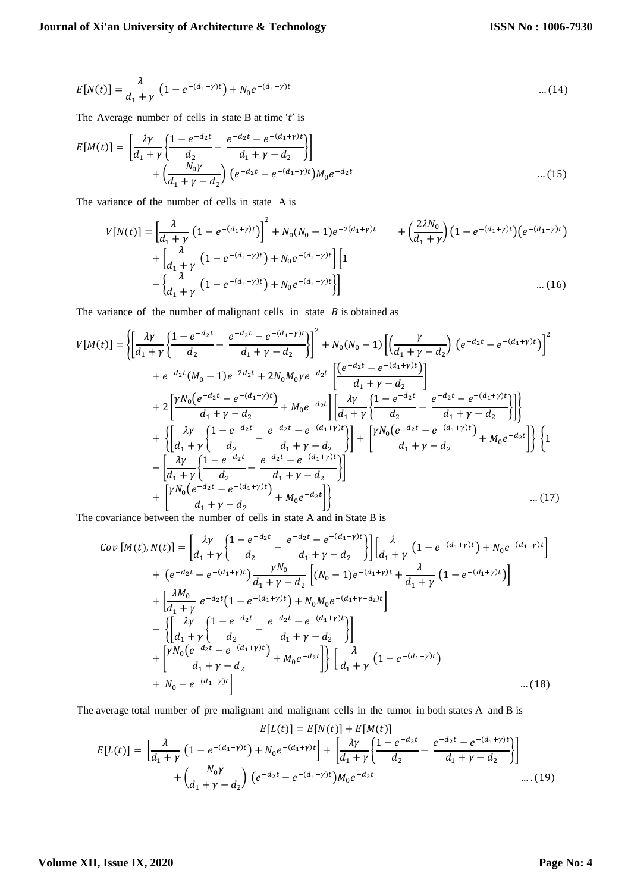$$E[N(t)] = \frac{\lambda}{d_1 + \gamma}\left(1 - e^{-(d_1+\gamma)t}\right) + N_0 e^{-(d_1+\gamma)t} \qquad \ldots (14)$$

The Average number of cells in state B at time '$t$' is

$$E[M(t)] = \left[\frac{\lambda\gamma}{d_1+\gamma}\left\{\frac{1-e^{-d_2 t}}{d_2} - \frac{e^{-d_2 t} - e^{-(d_1+\gamma)t}}{d_1+\gamma-d_2}\right\}\right] + \left(\frac{N_0\gamma}{d_1+\gamma-d_2}\right)\left(e^{-d_2 t} - e^{-(d_1+\gamma)t}\right) M_0 e^{-d_2 t} \qquad \ldots (15)$$

The variance of the number of cells in state A is

$$V[N(t)] = \left[\frac{\lambda}{d_1+\gamma}\left(1 - e^{-(d_1+\gamma)t}\right)\right]^2 + N_0(N_0-1)e^{-2(d_1+\gamma)t} + \left(\frac{2\lambda N_0}{d_1+\gamma}\right)\left(1-e^{-(d_1+\gamma)t}\right)\left(e^{-(d_1+\gamma)t}\right) + \left[\frac{\lambda}{d_1+\gamma}\left(1-e^{-(d_1+\gamma)t}\right) + N_0 e^{-(d_1+\gamma)t}\right]\left[1 - \left\{\frac{\lambda}{d_1+\gamma}\left(1-e^{-(d_1+\gamma)t}\right) + N_0 e^{-(d_1+\gamma)t}\right\}\right] \qquad \ldots (16)$$

The variance of the number of malignant cells in state $B$ is obtained as

$$\begin{aligned}
V[M(t)] = &\left\{\left[\frac{\lambda\gamma}{d_1+\gamma}\left\{\frac{1-e^{-d_2 t}}{d_2} - \frac{e^{-d_2 t}-e^{-(d_1+\gamma)t}}{d_1+\gamma-d_2}\right\}\right]^2 + N_0(N_0-1)\left[\left(\frac{\gamma}{d_1+\gamma-d_2}\right)\left(e^{-d_2 t}-e^{-(d_1+\gamma)t}\right)\right]^2\right.\\
&+ e^{-d_2 t}(M_0-1)e^{-2d_2 t} + 2N_0 M_0 \gamma e^{-d_2 t}\left[\frac{\left(e^{-d_2 t}-e^{-(d_1+\gamma)t}\right)}{d_1+\gamma-d_2}\right]\\
&\left.+ 2\left[\frac{\gamma N_0\left(e^{-d_2 t}-e^{-(d_1+\gamma)t}\right)}{d_1+\gamma-d_2} + M_0 e^{-d_2 t}\right]\left[\frac{\lambda\gamma}{d_1+\gamma}\left\{\frac{1-e^{-d_2 t}}{d_2} - \frac{e^{-d_2 t}-e^{-(d_1+\gamma)t}}{d_1+\gamma-d_2}\right\}\right]\right\}\\
&+ \left\{\left[\frac{\lambda\gamma}{d_1+\gamma}\left\{\frac{1-e^{-d_2 t}}{d_2} - \frac{e^{-d_2 t}-e^{-(d_1+\gamma)t}}{d_1+\gamma-d_2}\right\}\right] + \left[\frac{\gamma N_0\left(e^{-d_2 t}-e^{-(d_1+\gamma)t}\right)}{d_1+\gamma-d_2} + M_0 e^{-d_2 t}\right]\right\}\left\{1\right.\\
&- \left[\frac{\lambda\gamma}{d_1+\gamma}\left\{\frac{1-e^{-d_2 t}}{d_2} - \frac{e^{-d_2 t}-e^{-(d_1+\gamma)t}}{d_1+\gamma-d_2}\right\}\right]\\
&\left.+ \left[\frac{\gamma N_0\left(e^{-d_2 t}-e^{-(d_1+\gamma)t}\right)}{d_1+\gamma-d_2} + M_0 e^{-d_2 t}\right]\right\} \qquad \ldots (17)
\end{aligned}$$

The covariance between the number of cells in state A and in State B is

$$\begin{aligned}
Cov\,[M(t), N(t)] = &\left[\frac{\lambda\gamma}{d_1+\gamma}\left\{\frac{1-e^{-d_2 t}}{d_2} - \frac{e^{-d_2 t}-e^{-(d_1+\gamma)t}}{d_1+\gamma-d_2}\right\}\right]\left[\frac{\lambda}{d_1+\gamma}\left(1-e^{-(d_1+\gamma)t}\right) + N_0 e^{-(d_1+\gamma)t}\right]\\
&+ \left(e^{-d_2 t}-e^{-(d_1+\gamma)t}\right)\frac{\gamma N_0}{d_1+\gamma-d_2}\left[(N_0-1)e^{-(d_1+\gamma)t} + \frac{\lambda}{d_1+\gamma}\left(1-e^{-(d_1+\gamma)t}\right)\right]\\
&+ \left[\frac{\lambda M_0}{d_1+\gamma}e^{-d_2 t}\left(1-e^{-(d_1+\gamma)t}\right) + N_0 M_0 e^{-(d_1+\gamma+d_2)t}\right]\\
&- \left\{\left[\frac{\lambda\gamma}{d_1+\gamma}\left\{\frac{1-e^{-d_2 t}}{d_2} - \frac{e^{-d_2 t}-e^{-(d_1+\gamma)t}}{d_1+\gamma-d_2}\right\}\right]\right.\\
&\left.+ \left[\frac{\gamma N_0\left(e^{-d_2 t}-e^{-(d_1+\gamma)t}\right)}{d_1+\gamma-d_2} + M_0 e^{-d_2 t}\right]\right\}\left[\frac{\lambda}{d_1+\gamma}\left(1-e^{-(d_1+\gamma)t}\right)\right.\\
&\left.+ N_0 - e^{-(d_1+\gamma)t}\right] \qquad \ldots (18)
\end{aligned}$$

The average total number of pre malignant and malignant cells in the tumor in both states A and B is

$$E[L(t)] = E[N(t)] + E[M(t)]$$

$$E[L(t)] = \left[\frac{\lambda}{d_1+\gamma}\left(1-e^{-(d_1+\gamma)t}\right) + N_0 e^{-(d_1+\gamma)t}\right] + \left[\frac{\lambda\gamma}{d_1+\gamma}\left\{\frac{1-e^{-d_2 t}}{d_2} - \frac{e^{-d_2 t}-e^{-(d_1+\gamma)t}}{d_1+\gamma-d_2}\right\}\right] + \left(\frac{N_0\gamma}{d_1+\gamma-d_2}\right)\left(e^{-d_2 t}-e^{-(d_1+\gamma)t}\right)M_0 e^{-d_2 t} \qquad \ldots (19)$$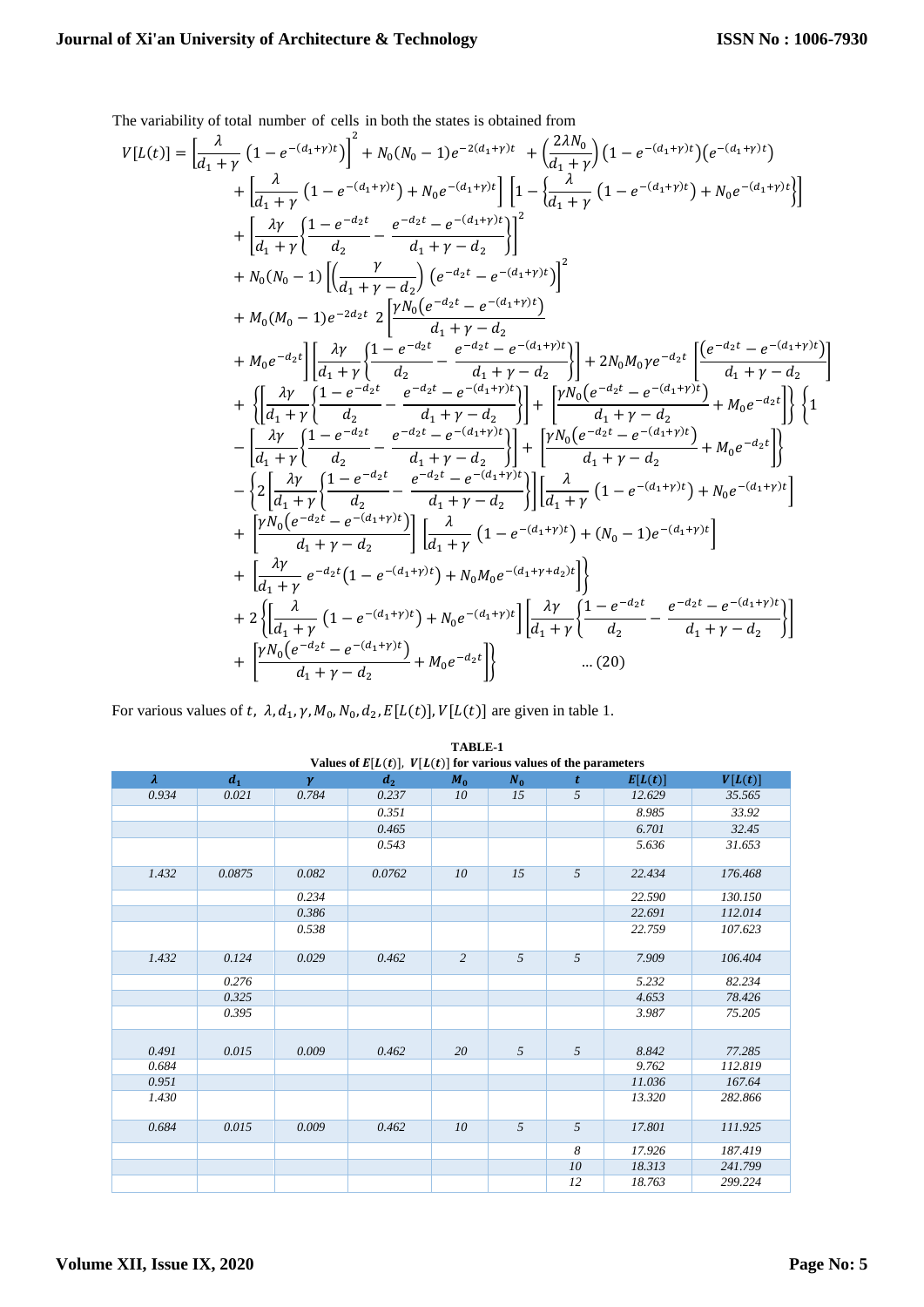The variability of total number of cells in both the states is obtained from

$$
\begin{aligned}
V[L(t)] = & \left[\frac{\lambda}{d_1+\gamma}\left(1-e^{-(d_1+\gamma)t}\right)\right]^2 + N_0(N_0-1)e^{-2(d_1+\gamma)t} + \left(\frac{2\lambda N_0}{d_1+\gamma}\right)\left(1-e^{-(d_1+\gamma)t}\right)\left(e^{-(d_1+\gamma)t}\right) \\
& + \left[\frac{\lambda}{d_1+\gamma}\left(1-e^{-(d_1+\gamma)t}\right) + N_0 e^{-(d_1+\gamma)t}\right]\left[1-\left\{\frac{\lambda}{d_1+\gamma}\left(1-e^{-(d_1+\gamma)t}\right) + N_0 e^{-(d_1+\gamma)t}\right\}\right] \\
& + \left[\frac{\lambda\gamma}{d_1+\gamma}\left\{\frac{1-e^{-d_2 t}}{d_2} - \frac{e^{-d_2 t}-e^{-(d_1+\gamma)t}}{d_1+\gamma-d_2}\right\}\right]^2 \\
& + N_0(N_0-1)\left[\left(\frac{\gamma}{d_1+\gamma-d_2}\right)\left(e^{-d_2 t}-e^{-(d_1+\gamma)t}\right)\right]^2 \\
& + M_0(M_0-1)e^{-2d_2 t}\; 2\left[\frac{\gamma N_0\left(e^{-d_2 t}-e^{-(d_1+\gamma)t}\right)}{d_1+\gamma-d_2} \right. \\
& \left. + M_0 e^{-d_2 t}\right]\left[\frac{\lambda\gamma}{d_1+\gamma}\left\{\frac{1-e^{-d_2 t}}{d_2} - \frac{e^{-d_2 t}-e^{-(d_1+\gamma)t}}{d_1+\gamma-d_2}\right\}\right] + 2N_0 M_0 \gamma e^{-d_2 t}\left[\frac{\left(e^{-d_2 t}-e^{-(d_1+\gamma)t}\right)}{d_1+\gamma-d_2}\right] \\
& + \left\{\left[\frac{\lambda\gamma}{d_1+\gamma}\left\{\frac{1-e^{-d_2 t}}{d_2} - \frac{e^{-d_2 t}-e^{-(d_1+\gamma)t}}{d_1+\gamma-d_2}\right\}\right] + \left[\frac{\gamma N_0\left(e^{-d_2 t}-e^{-(d_1+\gamma)t}\right)}{d_1+\gamma-d_2} + M_0 e^{-d_2 t}\right]\right\}\left\{1\right. \\
& \left. - \left[\frac{\lambda\gamma}{d_1+\gamma}\left\{\frac{1-e^{-d_2 t}}{d_2} - \frac{e^{-d_2 t}-e^{-(d_1+\gamma)t}}{d_1+\gamma-d_2}\right\}\right] + \left[\frac{\gamma N_0\left(e^{-d_2 t}-e^{-(d_1+\gamma)t}\right)}{d_1+\gamma-d_2} + M_0 e^{-d_2 t}\right]\right\} \\
& - \left\{2\left[\frac{\lambda\gamma}{d_1+\gamma}\left\{\frac{1-e^{-d_2 t}}{d_2} - \frac{e^{-d_2 t}-e^{-(d_1+\gamma)t}}{d_1+\gamma-d_2}\right\}\right]\left[\frac{\lambda}{d_1+\gamma}\left(1-e^{-(d_1+\gamma)t}\right) + N_0 e^{-(d_1+\gamma)t}\right] \right. \\
& + \left[\frac{\gamma N_0\left(e^{-d_2 t}-e^{-(d_1+\gamma)t}\right)}{d_1+\gamma-d_2}\right]\left[\frac{\lambda}{d_1+\gamma}\left(1-e^{-(d_1+\gamma)t}\right) + (N_0-1)e^{-(d_1+\gamma)t}\right] \\
& \left. + \left[\frac{\lambda\gamma}{d_1+\gamma}e^{-d_2 t}\left(1-e^{-(d_1+\gamma)t}\right) + N_0 M_0 e^{-(d_1+\gamma+d_2)t}\right]\right\} \\
& + 2\left\{\left[\frac{\lambda}{d_1+\gamma}\left(1-e^{-(d_1+\gamma)t}\right) + N_0 e^{-(d_1+\gamma)t}\right]\left[\frac{\lambda\gamma}{d_1+\gamma}\left\{\frac{1-e^{-d_2 t}}{d_2} - \frac{e^{-d_2 t}-e^{-(d_1+\gamma)t}}{d_1+\gamma-d_2}\right\}\right] \right. \\
& \left. + \left[\frac{\gamma N_0\left(e^{-d_2 t}-e^{-(d_1+\gamma)t}\right)}{d_1+\gamma-d_2} + M_0 e^{-d_2 t}\right]\right\} \qquad \ldots (20)
\end{aligned}
$$

For various values of $t$, $\lambda, d_1, \gamma, M_0, N_0, d_2, E[L(t)], V[L(t)]$ are given in table 1.

**TABLE-1**

**Values of $E[L(t)]$, $V[L(t)]$ for various values of the parameters**

| $\lambda$ | $d_1$ | $\gamma$ | $d_2$ | $M_0$ | $N_0$ | $t$ | $E[L(t)]$ | $V[L(t)]$ |
|---|---|---|---|---|---|---|---|---|
| 0.934 | 0.021 | 0.784 | 0.237 | 10 | 15 | 5 | 12.629 | 35.565 |
| | | | 0.351 | | | | 8.985 | 33.92 |
| | | | 0.465 | | | | 6.701 | 32.45 |
| | | | 0.543 | | | | 5.636 | 31.653 |
| 1.432 | 0.0875 | 0.082 | 0.0762 | 10 | 15 | 5 | 22.434 | 176.468 |
| | | 0.234 | | | | | 22.590 | 130.150 |
| | | 0.386 | | | | | 22.691 | 112.014 |
| | | 0.538 | | | | | 22.759 | 107.623 |
| 1.432 | 0.124 | 0.029 | 0.462 | 2 | 5 | 5 | 7.909 | 106.404 |
| | 0.276 | | | | | | 5.232 | 82.234 |
| | 0.325 | | | | | | 4.653 | 78.426 |
| | 0.395 | | | | | | 3.987 | 75.205 |
| 0.491 | 0.015 | 0.009 | 0.462 | 20 | 5 | 5 | 8.842 | 77.285 |
| 0.684 | | | | | | | 9.762 | 112.819 |
| 0.951 | | | | | | | 11.036 | 167.64 |
| 1.430 | | | | | | | 13.320 | 282.866 |
| 0.684 | 0.015 | 0.009 | 0.462 | 10 | 5 | 5 | 17.801 | 111.925 |
| | | | | | | 8 | 17.926 | 187.419 |
| | | | | | | 10 | 18.313 | 241.799 |
| | | | | | | 12 | 18.763 | 299.224 |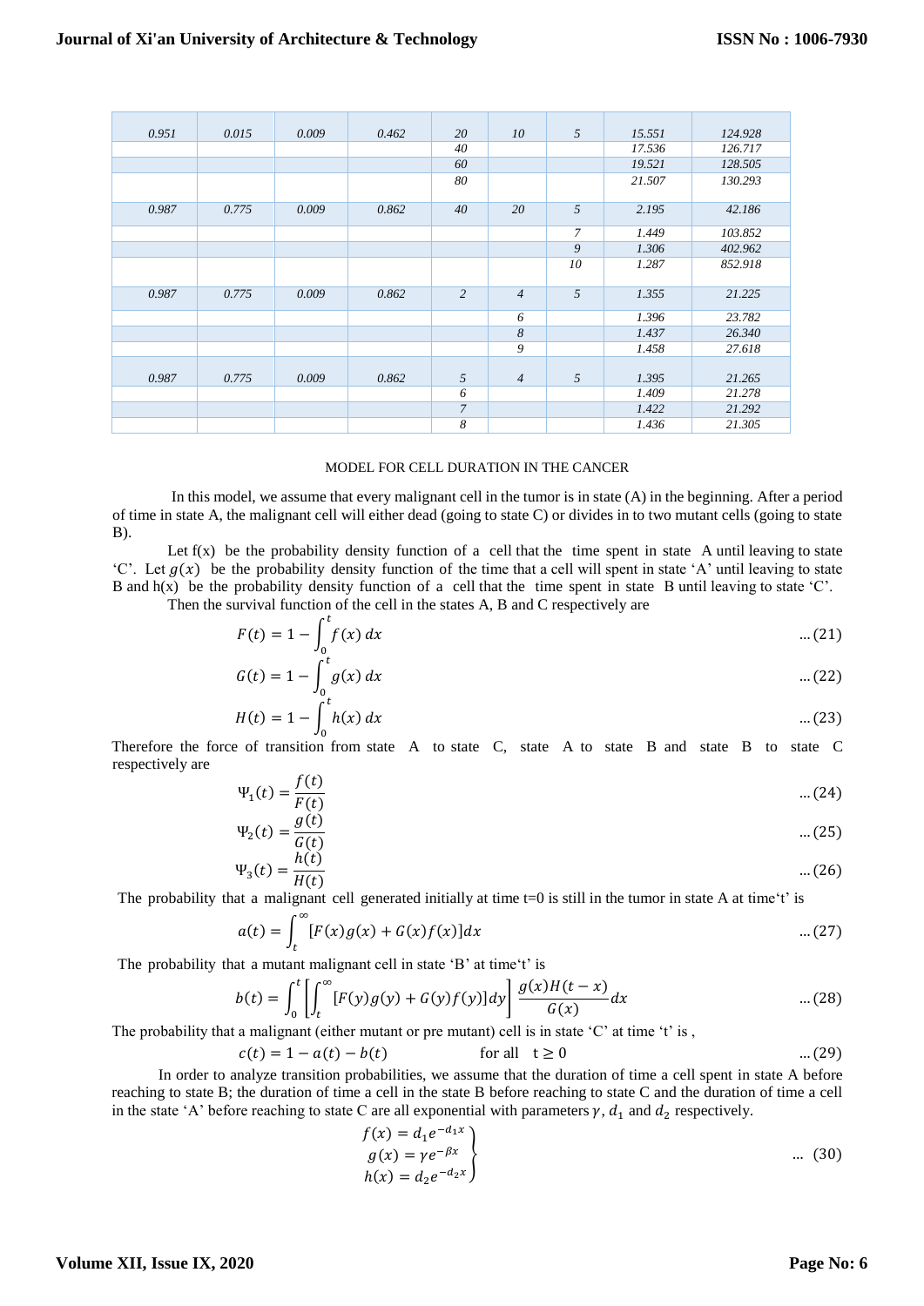| 0.951 | 0.015 | 0.009 | 0.462 | 20 | 10 | 5 | 15.551 | 124.928 |
|---|---|---|---|---|---|---|---|---|
| | | | | 40 | | | 17.536 | 126.717 |
| | | | | 60 | | | 19.521 | 128.505 |
| | | | | 80 | | | 21.507 | 130.293 |
| 0.987 | 0.775 | 0.009 | 0.862 | 40 | 20 | 5 | 2.195 | 42.186 |
| | | | | | | 7 | 1.449 | 103.852 |
| | | | | | | 9 | 1.306 | 402.962 |
| | | | | | | 10 | 1.287 | 852.918 |
| 0.987 | 0.775 | 0.009 | 0.862 | 2 | 4 | 5 | 1.355 | 21.225 |
| | | | | | 6 | | 1.396 | 23.782 |
| | | | | | 8 | | 1.437 | 26.340 |
| | | | | | 9 | | 1.458 | 27.618 |
| 0.987 | 0.775 | 0.009 | 0.862 | 5 | 4 | 5 | 1.395 | 21.265 |
| | | | | 6 | | | 1.409 | 21.278 |
| | | | | 7 | | | 1.422 | 21.292 |
| | | | | 8 | | | 1.436 | 21.305 |

MODEL FOR CELL DURATION IN THE CANCER

In this model, we assume that every malignant cell in the tumor is in state (A) in the beginning. After a period of time in state A, the malignant cell will either dead (going to state C) or divides in to two mutant cells (going to state B).

Let f(x) be the probability density function of a cell that the time spent in state A until leaving to state 'C'. Let $g(x)$ be the probability density function of the time that a cell will spent in state 'A' until leaving to state B and h(x) be the probability density function of a cell that the time spent in state B until leaving to state 'C'.

Then the survival function of the cell in the states A, B and C respectively are

$$F(t) = 1 - \int_0^t f(x)\,dx \qquad \dots(21)$$

$$G(t) = 1 - \int_0^t g(x)\,dx \qquad \dots(22)$$

$$H(t) = 1 - \int_0^t h(x)\,dx \qquad \dots(23)$$

Therefore the force of transition from state A to state C, state A to state B and state B to state C respectively are

$$\Psi_1(t) = \frac{f(t)}{F(t)} \qquad \dots(24)$$

$$\Psi_2(t) = \frac{g(t)}{G(t)} \qquad \dots(25)$$

$$\Psi_3(t) = \frac{h(t)}{H(t)} \qquad \dots(26)$$

The probability that a malignant cell generated initially at time t=0 is still in the tumor in state A at time't' is

$$a(t) = \int_t^\infty [F(x)g(x) + G(x)f(x)]dx \qquad \dots(27)$$

The probability that a mutant malignant cell in state 'B' at time't' is

$$b(t) = \int_0^t \left[\int_t^\infty [F(y)g(y) + G(y)f(y)]dy\right] \frac{g(x)H(t-x)}{G(x)}dx \qquad \dots(28)$$

The probability that a malignant (either mutant or pre mutant) cell is in state 'C' at time 't' is ,

$$c(t) = 1 - a(t) - b(t) \qquad \text{for all } \ t \geq 0 \qquad \dots(29)$$

In order to analyze transition probabilities, we assume that the duration of time a cell spent in state A before reaching to state B; the duration of time a cell in the state B before reaching to state C and the duration of time a cell in the state 'A' before reaching to state C are all exponential with parameters $\gamma$, $d_1$ and $d_2$ respectively.

$$\left.\begin{aligned} f(x) &= d_1 e^{-d_1 x} \\ g(x) &= \gamma e^{-\beta x} \\ h(x) &= d_2 e^{-d_2 x} \end{aligned}\right\} \qquad \dots(30)$$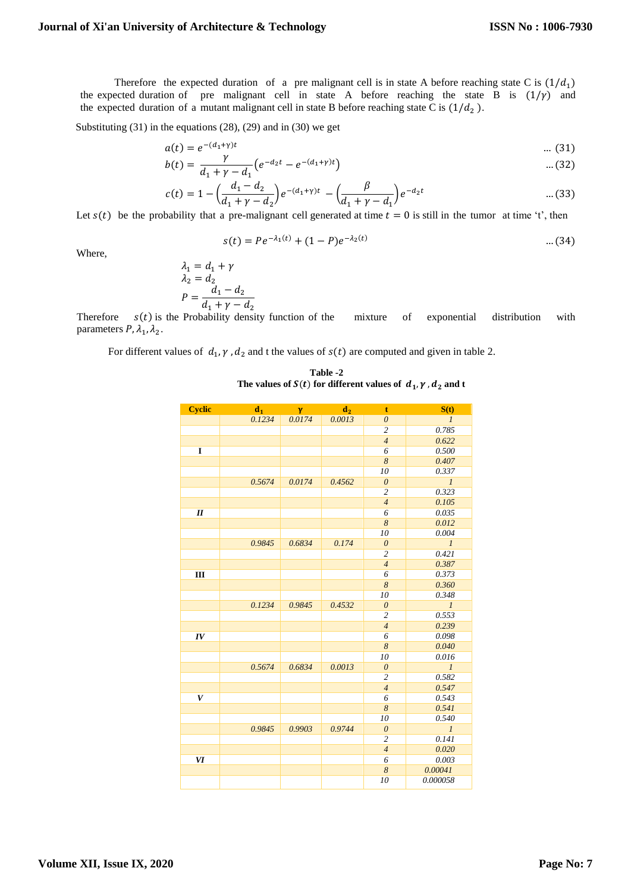Therefore the expected duration of a pre malignant cell is in state A before reaching state C is $(1/d_1)$ the expected duration of pre malignant cell in state A before reaching the state B is $(1/\gamma)$ and the expected duration of a mutant malignant cell in state B before reaching state C is $(1/d_2)$.

Substituting (31) in the equations (28), (29) and in (30) we get

$$a(t) = e^{-(d_1+\gamma)t} \quad \text{... (31)}$$

$$b(t) = \frac{\gamma}{d_1+\gamma-d_1}\left(e^{-d_2 t} - e^{-(d_1+\gamma)t}\right) \quad \text{... (32)}$$

$$c(t) = 1 - \left(\frac{d_1-d_2}{d_1+\gamma-d_2}\right)e^{-(d_1+\gamma)t} - \left(\frac{\beta}{d_1+\gamma-d_1}\right)e^{-d_2 t} \quad \text{... (33)}$$

Let $s(t)$ be the probability that a pre-malignant cell generated at time $t = 0$ is still in the tumor at time 't', then

$$s(t) = Pe^{-\lambda_1(t)} + (1-P)e^{-\lambda_2(t)} \quad \text{... (34)}$$

Where,

$$\lambda_1 = d_1 + \gamma$$
$$\lambda_2 = d_2$$
$$P = \frac{d_1 - d_2}{d_1 + \gamma - d_2}$$

Therefore $s(t)$ is the Probability density function of the mixture of exponential distribution with parameters $P, \lambda_1, \lambda_2$.

For different values of $d_1, \gamma, d_2$ and t the values of $s(t)$ are computed and given in table 2.

**Table -2**
**The values of $S(t)$ for different values of $d_1, \gamma, d_2$ and t**

| Cyclic | $d_1$ | $\gamma$ | $d_2$ | t | S(t) |
|---|---|---|---|---|---|
| | 0.1234 | 0.0174 | 0.0013 | 0 | 1 |
| | | | | 2 | 0.785 |
| | | | | 4 | 0.622 |
| I | | | | 6 | 0.500 |
| | | | | 8 | 0.407 |
| | | | | 10 | 0.337 |
| | 0.5674 | 0.0174 | 0.4562 | 0 | 1 |
| | | | | 2 | 0.323 |
| | | | | 4 | 0.105 |
| II | | | | 6 | 0.035 |
| | | | | 8 | 0.012 |
| | | | | 10 | 0.004 |
| | 0.9845 | 0.6834 | 0.174 | 0 | 1 |
| | | | | 2 | 0.421 |
| | | | | 4 | 0.387 |
| III | | | | 6 | 0.373 |
| | | | | 8 | 0.360 |
| | | | | 10 | 0.348 |
| | 0.1234 | 0.9845 | 0.4532 | 0 | 1 |
| | | | | 2 | 0.553 |
| | | | | 4 | 0.239 |
| IV | | | | 6 | 0.098 |
| | | | | 8 | 0.040 |
| | | | | 10 | 0.016 |
| | 0.5674 | 0.6834 | 0.0013 | 0 | 1 |
| | | | | 2 | 0.582 |
| | | | | 4 | 0.547 |
| V | | | | 6 | 0.543 |
| | | | | 8 | 0.541 |
| | | | | 10 | 0.540 |
| | 0.9845 | 0.9903 | 0.9744 | 0 | 1 |
| | | | | 2 | 0.141 |
| | | | | 4 | 0.020 |
| VI | | | | 6 | 0.003 |
| | | | | 8 | 0.00041 |
| | | | | 10 | 0.000058 |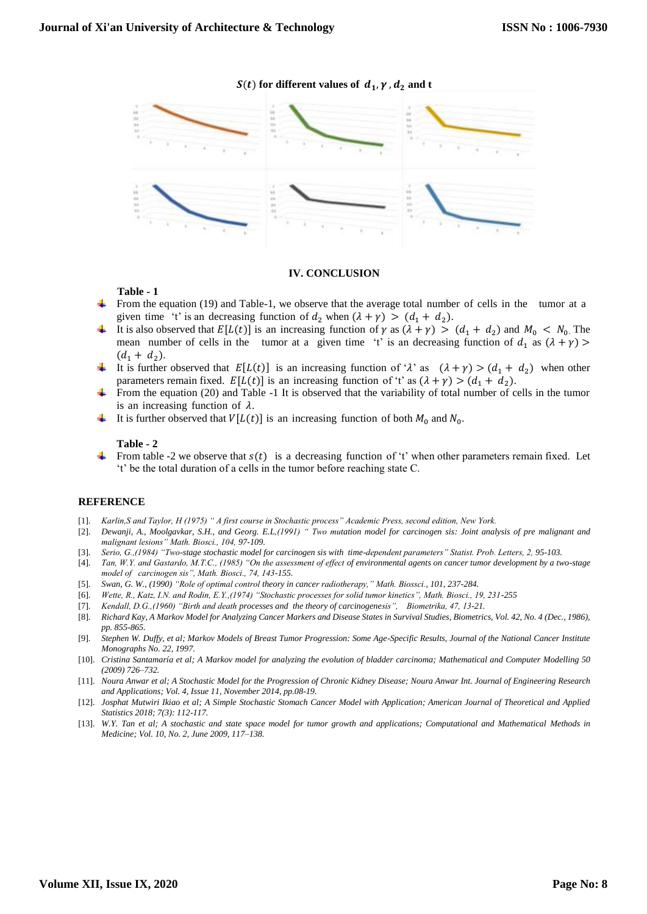$S(t)$ **for different values of** $d_1, \gamma, d_2$ **and t**

## IV. CONCLUSION

**Table - 1**

- From the equation (19) and Table-1, we observe that the average total number of cells in the tumor at a given time 't' is an decreasing function of $d_2$ when $(\lambda + \gamma) > (d_1 + d_2)$.
- It is also observed that $E[L(t)]$ is an increasing function of $\gamma$ as $(\lambda + \gamma) > (d_1 + d_2)$ and $M_0 < N_0$. The mean number of cells in the tumor at a given time 't' is an decreasing function of $d_1$ as $(\lambda + \gamma) > (d_1 + d_2)$.
- It is further observed that $E[L(t)]$ is an increasing function of '$\lambda$' as $(\lambda + \gamma) > (d_1 + d_2)$ when other parameters remain fixed. $E[L(t)]$ is an increasing function of 't' as $(\lambda + \gamma) > (d_1 + d_2)$.
- From the equation (20) and Table -1 It is observed that the variability of total number of cells in the tumor is an increasing function of $\lambda$.
- It is further observed that $V[L(t)]$ is an increasing function of both $M_0$ and $N_0$.

**Table - 2**

- From table -2 we observe that $s(t)$ is a decreasing function of 't' when other parameters remain fixed. Let 't' be the total duration of a cells in the tumor before reaching state C.

## REFERENCE

[1]. *Karlin,S and Taylor, H (1975) " A first course in Stochastic process" Academic Press, second edition, New York.*

[2]. *Dewanji, A., Moolgavkar, S.H., and Georg. E.L,(1991) " Two mutation model for carcinogen sis: Joint analysis of pre malignant and malignant lesions" Math. Biosci., 104, 97-109.*

[3]. *Serio, G.,(1984) "Two-stage stochastic model for carcinogen sis with time-dependent parameters" Statist. Prob. Letters, 2, 95-103.*

[4]. *Tan, W.Y. and Gastardo, M.T.C., (1985) "On the assessment of effect of environmental agents on cancer tumor development by a two-stage model of carcinogen sis", Math. Biosci., 74, 143-155.*

[5]. *Swan, G. W., (1990) "Role of optimal control theory in cancer radiotherapy," Math. Biossci., 101, 237-284.*

[6]. *Wette, R., Katz, I.N. and Rodin, E.Y.,(1974) "Stochastic processes for solid tumor kinetics", Math. Biosci., 19, 231-255*

[7]. *Kendall, D.G.,(1960) "Birth and death processes and the theory of carcinogenesis", Biometrika, 47, 13-21.*

[8]. *Richard Kay, A Markov Model for Analyzing Cancer Markers and Disease States in Survival Studies, Biometrics, Vol. 42, No. 4 (Dec., 1986), pp. 855-865.*

[9]. *Stephen W. Duffy, et al; Markov Models of Breast Tumor Progression: Some Age-Specific Results, Journal of the National Cancer Institute Monographs No. 22, 1997.*

[10]. *Cristina Santamaría et al; A Markov model for analyzing the evolution of bladder carcinoma; Mathematical and Computer Modelling 50 (2009) 726–732.*

[11]. *Noura Anwar et al; A Stochastic Model for the Progression of Chronic Kidney Disease; Noura Anwar Int. Journal of Engineering Research and Applications; Vol. 4, Issue 11, November 2014, pp.08-19.*

[12]. *Josphat Mutwiri Ikiao et al; A Simple Stochastic Stomach Cancer Model with Application; American Journal of Theoretical and Applied Statistics 2018; 7(3): 112-117.*

[13]. *W.Y. Tan et al; A stochastic and state space model for tumor growth and applications; Computational and Mathematical Methods in Medicine; Vol. 10, No. 2, June 2009, 117–138.*